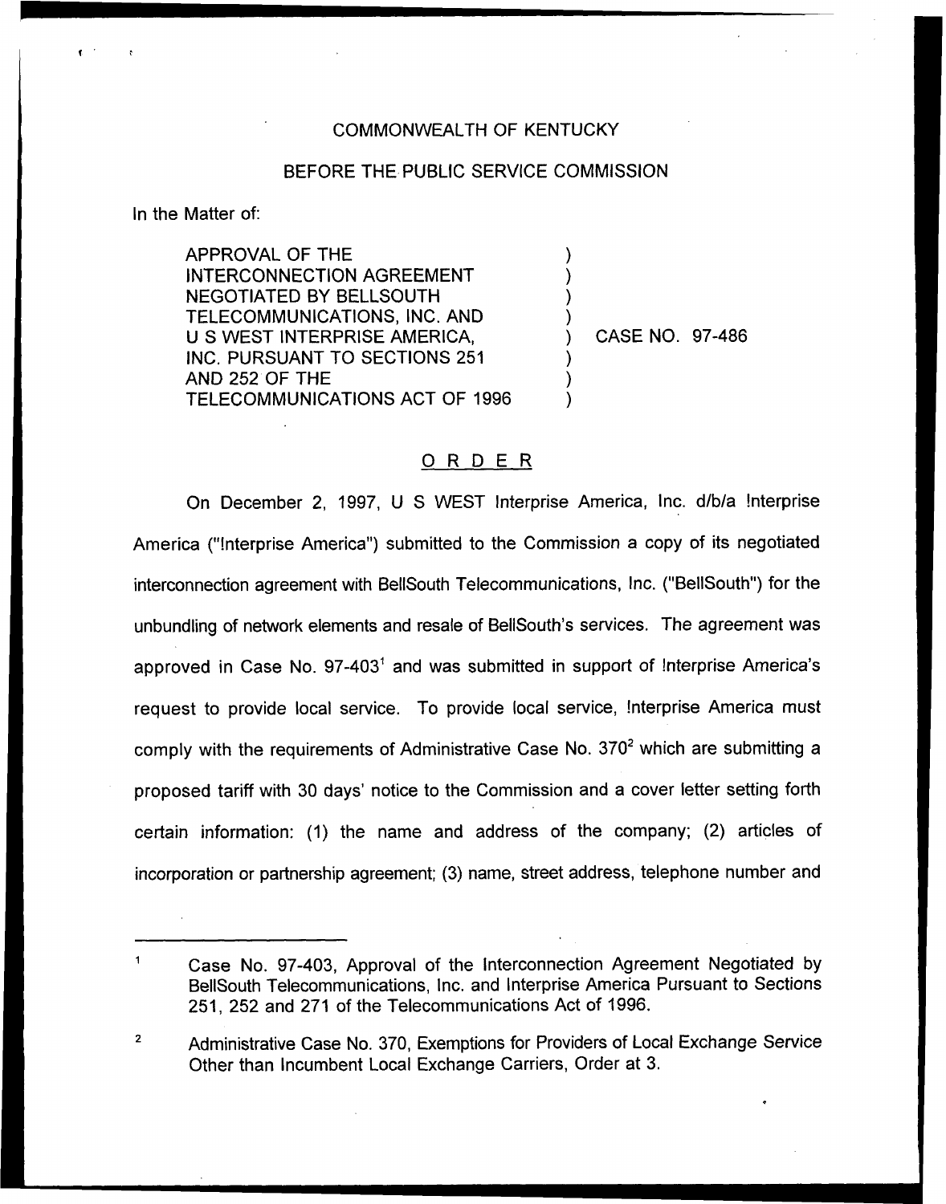COMMONWEALTH OF KENTUCKY

BEFORE THE PUBLIC SERVICE COMMISSION

In the Matter of:

APPROVAL OF THE INTERCONNECTION AGREEMENT NEGOTIATED BY BELLSOUTH TELECOMMUNICATIONS, INC. AND U S WEST INTERPRISE AMERICA, INC. PURSUANT TO SECTIONS 251 AND 252 OF THE TELECOMMUNICATIONS ACT OF 1996 ) CASE NO. 97-486

## ORDER

On December 2, 1997, U S WEST Interprise America, Inc. d/b/a !nterprise America ("!nterprise America") submitted to the Commission a copy of its negotiated interconnection agreement with BellSouth Telecommunications, Inc. ("BellSouth") for the unbundling of network elements and resale of BellSouth's services. The agreement was approved in Case No. 97-403[1] and was submitted in support of !nterprise America's request to provide local service. To provide local service, !nterprise America must comply with the requirements of Administrative Case No. 370[2] which are submitting a proposed tariff with 30 days' notice to the Commission and a cover letter setting forth certain information: (1) the name and address of the company; (2) articles of incorporation or partnership agreement; (3) name, street address, telephone number and

---

[1] Case No. 97-403, Approval of the Interconnection Agreement Negotiated by BellSouth Telecommunications, Inc. and Interprise America Pursuant to Sections 251, 252 and 271 of the Telecommunications Act of 1996.

[2] Administrative Case No. 370, Exemptions for Providers of Local Exchange Service Other than Incumbent Local Exchange Carriers, Order at 3.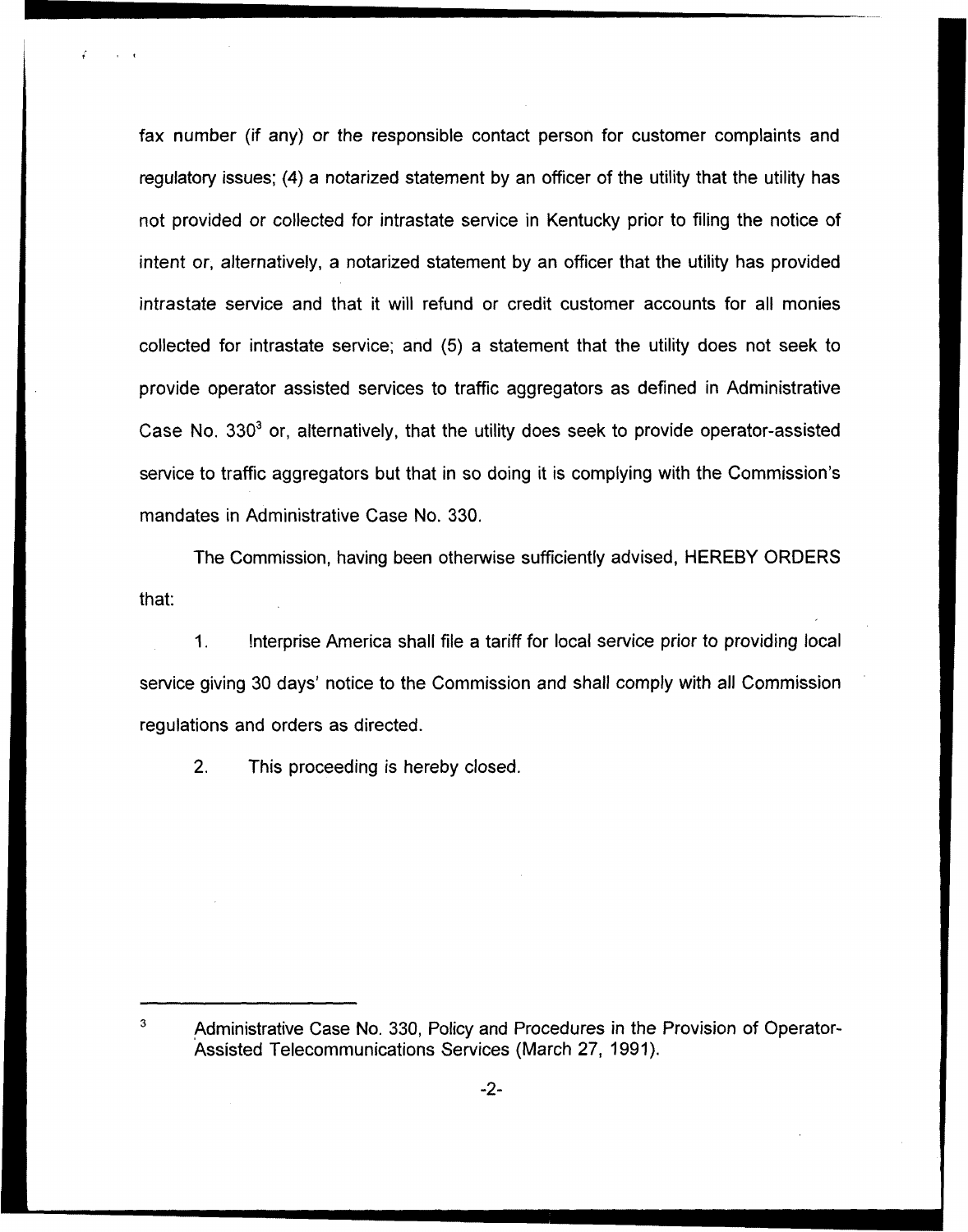fax number (if any) or the responsible contact person for customer complaints and regulatory issues; (4) a notarized statement by an officer of the utility that the utility has not provided or collected for intrastate service in Kentucky prior to filing the notice of intent or, alternatively, a notarized statement by an officer that the utility has provided intrastate service and that it will refund or credit customer accounts for all monies collected for intrastate service; and (5) a statement that the utility does not seek to provide operator assisted services to traffic aggregators as defined in Administrative Case No. 330[3] or, alternatively, that the utility does seek to provide operator-assisted service to traffic aggregators but that in so doing it is complying with the Commission's mandates in Administrative Case No. 330.

The Commission, having been otherwise sufficiently advised, HEREBY ORDERS that:

1. !nterprise America shall file a tariff for local service prior to providing local service giving 30 days' notice to the Commission and shall comply with all Commission regulations and orders as directed.

2. This proceeding is hereby closed.

---

[3] Administrative Case No. 330, Policy and Procedures in the Provision of Operator-Assisted Telecommunications Services (March 27, 1991).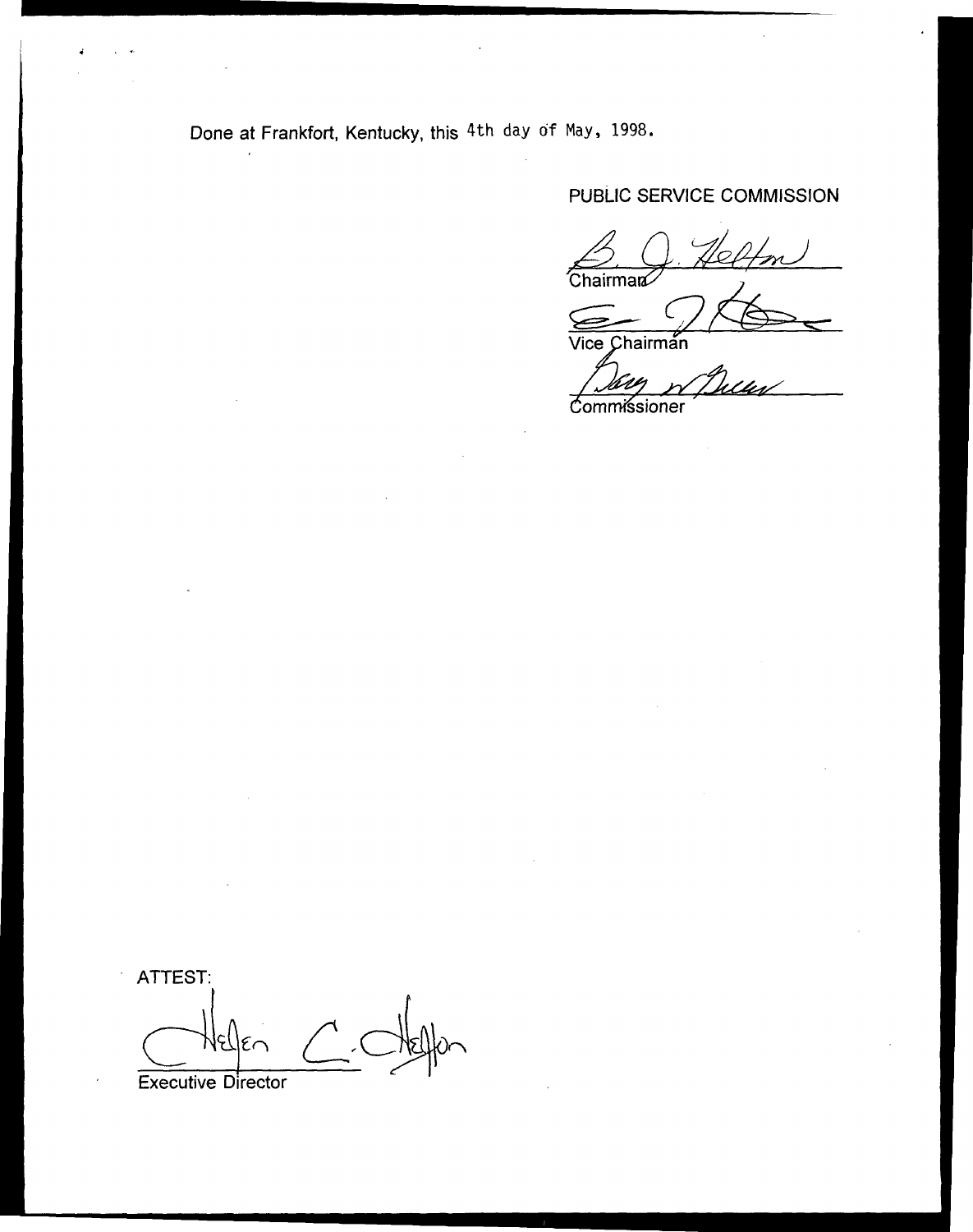Done at Frankfort, Kentucky, this 4th day of May, 1998.

PUBLIC SERVICE COMMISSION

Chairman

Vice Chairman

Commissioner

ATTEST:

Executive Director